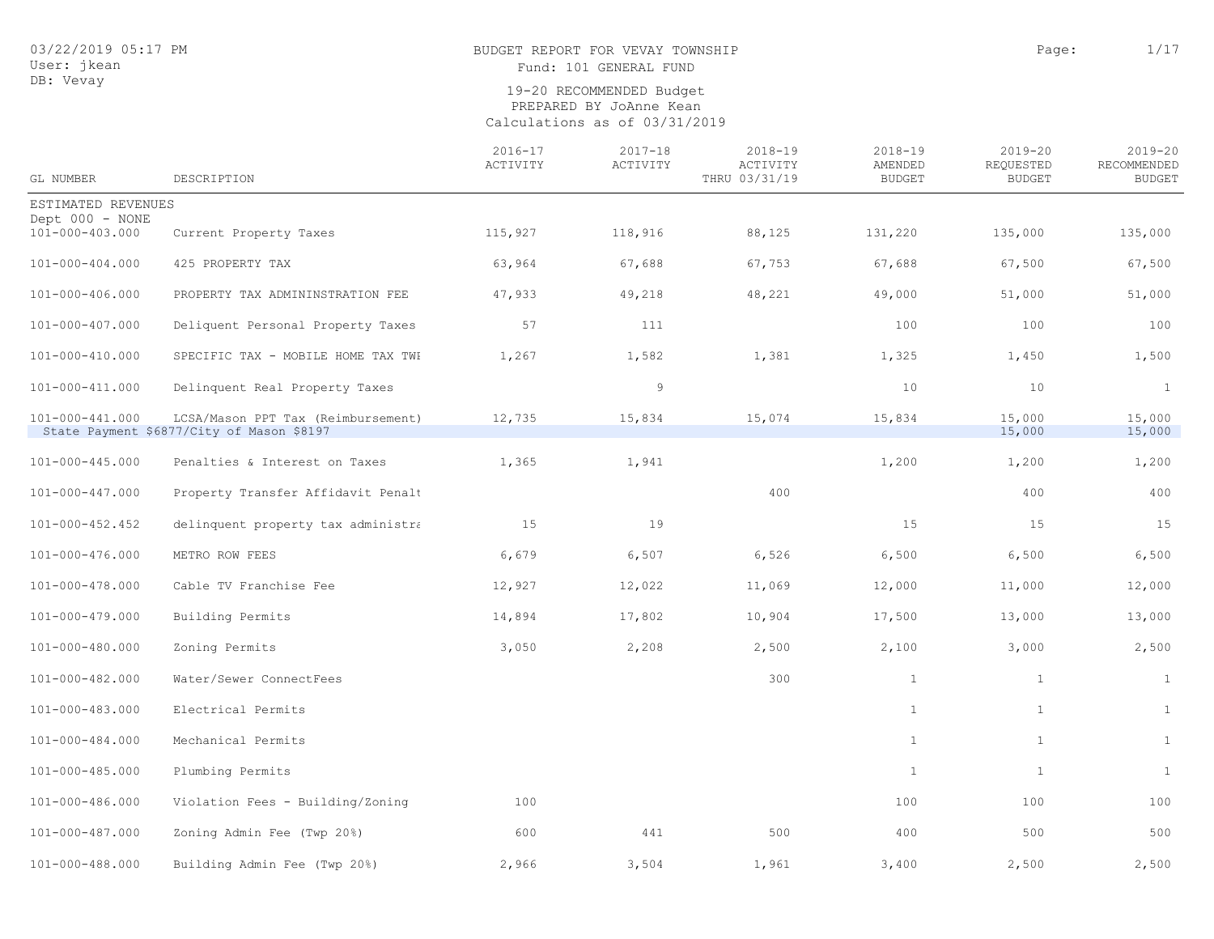03/22/2019 05:17 PM
User: jkean
DB: Vevay

# BUDGET REPORT FOR VEVAY TOWNSHIP

Fund: 101 GENERAL FUND

19-20 RECOMMENDED Budget
PREPARED BY JoAnne Kean
Calculations as of 03/31/2019

| GL NUMBER | DESCRIPTION | 2016-17 ACTIVITY | 2017-18 ACTIVITY | 2018-19 ACTIVITY THRU 03/31/19 | 2018-19 AMENDED BUDGET | 2019-20 REQUESTED BUDGET | 2019-20 RECOMMENDED BUDGET |
|---|---|---|---|---|---|---|---|
| ESTIMATED REVENUES | | | | | | | |
| Dept 000 - NONE | | | | | | | |
| 101-000-403.000 | Current Property Taxes | 115,927 | 118,916 | 88,125 | 131,220 | 135,000 | 135,000 |
| 101-000-404.000 | 425 PROPERTY TAX | 63,964 | 67,688 | 67,753 | 67,688 | 67,500 | 67,500 |
| 101-000-406.000 | PROPERTY TAX ADMININSTRATION FEE | 47,933 | 49,218 | 48,221 | 49,000 | 51,000 | 51,000 |
| 101-000-407.000 | Deliquent Personal Property Taxes | 57 | 111 | | 100 | 100 | 100 |
| 101-000-410.000 | SPECIFIC TAX - MOBILE HOME TAX TWI | 1,267 | 1,582 | 1,381 | 1,325 | 1,450 | 1,500 |
| 101-000-411.000 | Delinquent Real Property Taxes | | 9 | | 10 | 10 | 1 |
| 101-000-441.000 | LCSA/Mason PPT Tax (Reimbursement) | 12,735 | 15,834 | 15,074 | 15,834 | 15,000 | 15,000 |
| State Payment $6877/City of Mason $8197 | | | | | | 15,000 | 15,000 |
| 101-000-445.000 | Penalties & Interest on Taxes | 1,365 | 1,941 | | 1,200 | 1,200 | 1,200 |
| 101-000-447.000 | Property Transfer Affidavit Penalt | | | 400 | | 400 | 400 |
| 101-000-452.452 | delinquent property tax administra | 15 | 19 | | 15 | 15 | 15 |
| 101-000-476.000 | METRO ROW FEES | 6,679 | 6,507 | 6,526 | 6,500 | 6,500 | 6,500 |
| 101-000-478.000 | Cable TV Franchise Fee | 12,927 | 12,022 | 11,069 | 12,000 | 11,000 | 12,000 |
| 101-000-479.000 | Building Permits | 14,894 | 17,802 | 10,904 | 17,500 | 13,000 | 13,000 |
| 101-000-480.000 | Zoning Permits | 3,050 | 2,208 | 2,500 | 2,100 | 3,000 | 2,500 |
| 101-000-482.000 | Water/Sewer ConnectFees | | | 300 | 1 | 1 | 1 |
| 101-000-483.000 | Electrical Permits | | | | 1 | 1 | 1 |
| 101-000-484.000 | Mechanical Permits | | | | 1 | 1 | 1 |
| 101-000-485.000 | Plumbing Permits | | | | 1 | 1 | 1 |
| 101-000-486.000 | Violation Fees - Building/Zoning | 100 | | | 100 | 100 | 100 |
| 101-000-487.000 | Zoning Admin Fee (Twp 20%) | 600 | 441 | 500 | 400 | 500 | 500 |
| 101-000-488.000 | Building Admin Fee (Twp 20%) | 2,966 | 3,504 | 1,961 | 3,400 | 2,500 | 2,500 |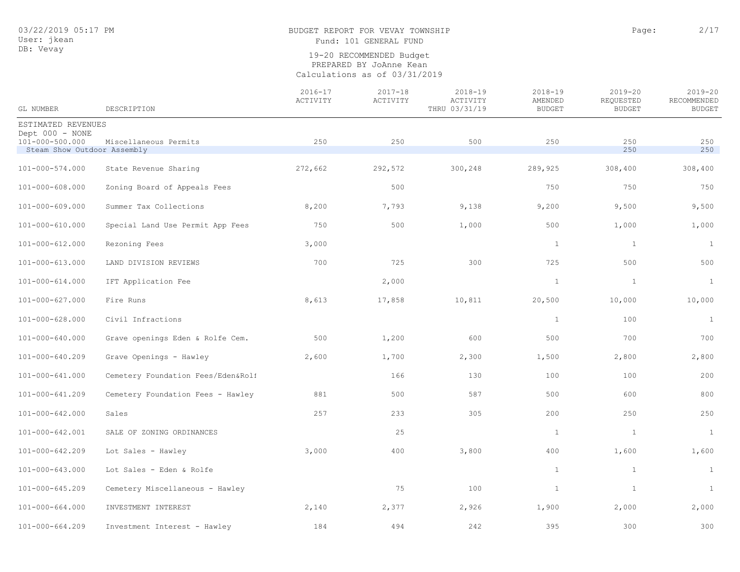BUDGET REPORT FOR VEVAY TOWNSHIP
Fund: 101 GENERAL FUND

19-20 RECOMMENDED Budget
PREPARED BY JoAnne Kean
Calculations as of 03/31/2019

03/22/2019 05:17 PM
User: jkean
DB: Vevay

| GL NUMBER | DESCRIPTION | 2016-17 ACTIVITY | 2017-18 ACTIVITY | 2018-19 ACTIVITY THRU 03/31/19 | 2018-19 AMENDED BUDGET | 2019-20 REQUESTED BUDGET | 2019-20 RECOMMENDED BUDGET |
|---|---|---|---|---|---|---|---|
| ESTIMATED REVENUES | | | | | | | |
| Dept 000 - NONE | | | | | | | |
| 101-000-500.000 | Miscellaneous Permits | 250 | 250 | 500 | 250 | 250 | 250 |
| Steam Show Outdoor Assembly | | | | | | 250 | 250 |
| 101-000-574.000 | State Revenue Sharing | 272,662 | 292,572 | 300,248 | 289,925 | 308,400 | 308,400 |
| 101-000-608.000 | Zoning Board of Appeals Fees | | 500 | | 750 | 750 | 750 |
| 101-000-609.000 | Summer Tax Collections | 8,200 | 7,793 | 9,138 | 9,200 | 9,500 | 9,500 |
| 101-000-610.000 | Special Land Use Permit App Fees | 750 | 500 | 1,000 | 500 | 1,000 | 1,000 |
| 101-000-612.000 | Rezoning Fees | 3,000 | | | 1 | 1 | 1 |
| 101-000-613.000 | LAND DIVISION REVIEWS | 700 | 725 | 300 | 725 | 500 | 500 |
| 101-000-614.000 | IFT Application Fee | | 2,000 | | 1 | 1 | 1 |
| 101-000-627.000 | Fire Runs | 8,613 | 17,858 | 10,811 | 20,500 | 10,000 | 10,000 |
| 101-000-628.000 | Civil Infractions | | | | 1 | 100 | 1 |
| 101-000-640.000 | Grave openings Eden & Rolfe Cem. | 500 | 1,200 | 600 | 500 | 700 | 700 |
| 101-000-640.209 | Grave Openings - Hawley | 2,600 | 1,700 | 2,300 | 1,500 | 2,800 | 2,800 |
| 101-000-641.000 | Cemetery Foundation Fees/Eden&Rolf | | 166 | 130 | 100 | 100 | 200 |
| 101-000-641.209 | Cemetery Foundation Fees - Hawley | 881 | 500 | 587 | 500 | 600 | 800 |
| 101-000-642.000 | Sales | 257 | 233 | 305 | 200 | 250 | 250 |
| 101-000-642.001 | SALE OF ZONING ORDINANCES | | 25 | | 1 | 1 | 1 |
| 101-000-642.209 | Lot Sales - Hawley | 3,000 | 400 | 3,800 | 400 | 1,600 | 1,600 |
| 101-000-643.000 | Lot Sales - Eden & Rolfe | | | | 1 | 1 | 1 |
| 101-000-645.209 | Cemetery Miscellaneous - Hawley | | 75 | 100 | 1 | 1 | 1 |
| 101-000-664.000 | INVESTMENT INTEREST | 2,140 | 2,377 | 2,926 | 1,900 | 2,000 | 2,000 |
| 101-000-664.209 | Investment Interest - Hawley | 184 | 494 | 242 | 395 | 300 | 300 |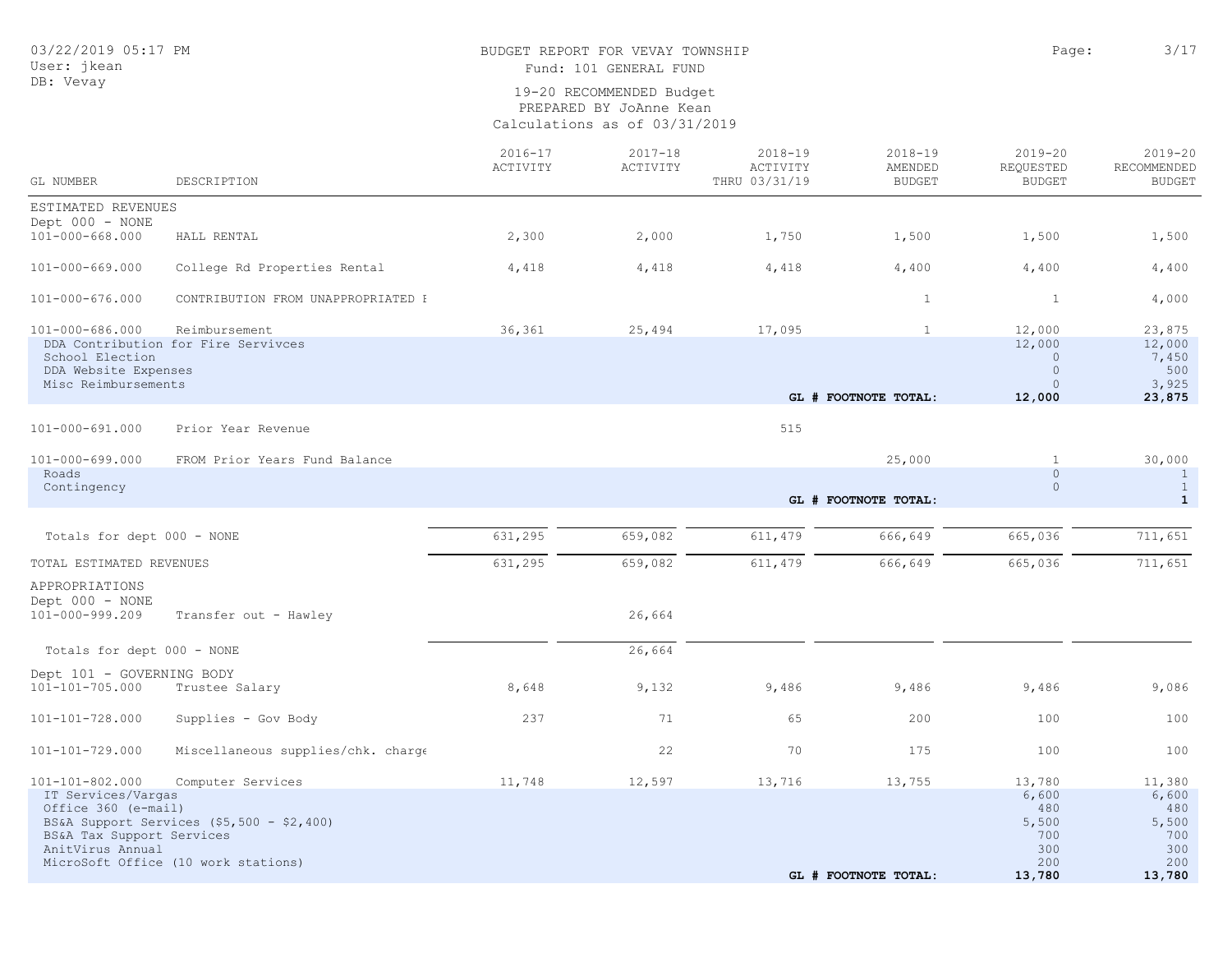# BUDGET REPORT FOR VEVAY TOWNSHIP

Fund: 101 GENERAL FUND

19-20 RECOMMENDED Budget
PREPARED BY JoAnne Kean
Calculations as of 03/31/2019

03/22/2019 05:17 PM
User: jkean
DB: Vevay

| GL NUMBER | DESCRIPTION | 2016-17 ACTIVITY | 2017-18 ACTIVITY | 2018-19 ACTIVITY THRU 03/31/19 | 2018-19 AMENDED BUDGET | 2019-20 REQUESTED BUDGET | 2019-20 RECOMMENDED BUDGET |
|---|---|---|---|---|---|---|---|
| ESTIMATED REVENUES | | | | | | | |
| Dept 000 - NONE | | | | | | | |
| 101-000-668.000 | HALL RENTAL | 2,300 | 2,000 | 1,750 | 1,500 | 1,500 | 1,500 |
| 101-000-669.000 | College Rd Properties Rental | 4,418 | 4,418 | 4,418 | 4,400 | 4,400 | 4,400 |
| 101-000-676.000 | CONTRIBUTION FROM UNAPPROPRIATED I | | | | 1 | 1 | 4,000 |
| 101-000-686.000 | Reimbursement | 36,361 | 25,494 | 17,095 | 1 | 12,000 | 23,875 |
| DDA Contribution for Fire Servivces | | | | | | 12,000 | 12,000 |
| School Election | | | | | | 0 | 7,450 |
| DDA Website Expenses | | | | | | 0 | 500 |
| Misc Reimbursements | | | | | | 0 | 3,925 |
| | | | | | **GL # FOOTNOTE TOTAL:** | **12,000** | **23,875** |
| 101-000-691.000 | Prior Year Revenue | | | 515 | | | |
| 101-000-699.000 | FROM Prior Years Fund Balance | | | | 25,000 | 1 | 30,000 |
| Roads | | | | | | 0 | 1 |
| Contingency | | | | | | 0 | 1 |
| | | | | | **GL # FOOTNOTE TOTAL:** | | **1** |
| Totals for dept 000 - NONE | | 631,295 | 659,082 | 611,479 | 666,649 | 665,036 | 711,651 |
| TOTAL ESTIMATED REVENUES | | 631,295 | 659,082 | 611,479 | 666,649 | 665,036 | 711,651 |
| APPROPRIATIONS | | | | | | | |
| Dept 000 - NONE | | | | | | | |
| 101-000-999.209 | Transfer out - Hawley | | 26,664 | | | | |
| Totals for dept 000 - NONE | | | 26,664 | | | | |
| Dept 101 - GOVERNING BODY | | | | | | | |
| 101-101-705.000 | Trustee Salary | 8,648 | 9,132 | 9,486 | 9,486 | 9,486 | 9,086 |
| 101-101-728.000 | Supplies - Gov Body | 237 | 71 | 65 | 200 | 100 | 100 |
| 101-101-729.000 | Miscellaneous supplies/chk. charge | | 22 | 70 | 175 | 100 | 100 |
| 101-101-802.000 | Computer Services | 11,748 | 12,597 | 13,716 | 13,755 | 13,780 | 11,380 |
| IT Services/Vargas | | | | | | 6,600 | 6,600 |
| Office 360 (e-mail) | | | | | | 480 | 480 |
| BS&A Support Services ($5,500 - $2,400) | | | | | | 5,500 | 5,500 |
| BS&A Tax Support Services | | | | | | 700 | 700 |
| AnitVirus Annual | | | | | | 300 | 300 |
| MicroSoft Office (10 work stations) | | | | | | 200 | 200 |
| | | | | | **GL # FOOTNOTE TOTAL:** | **13,780** | **13,780** |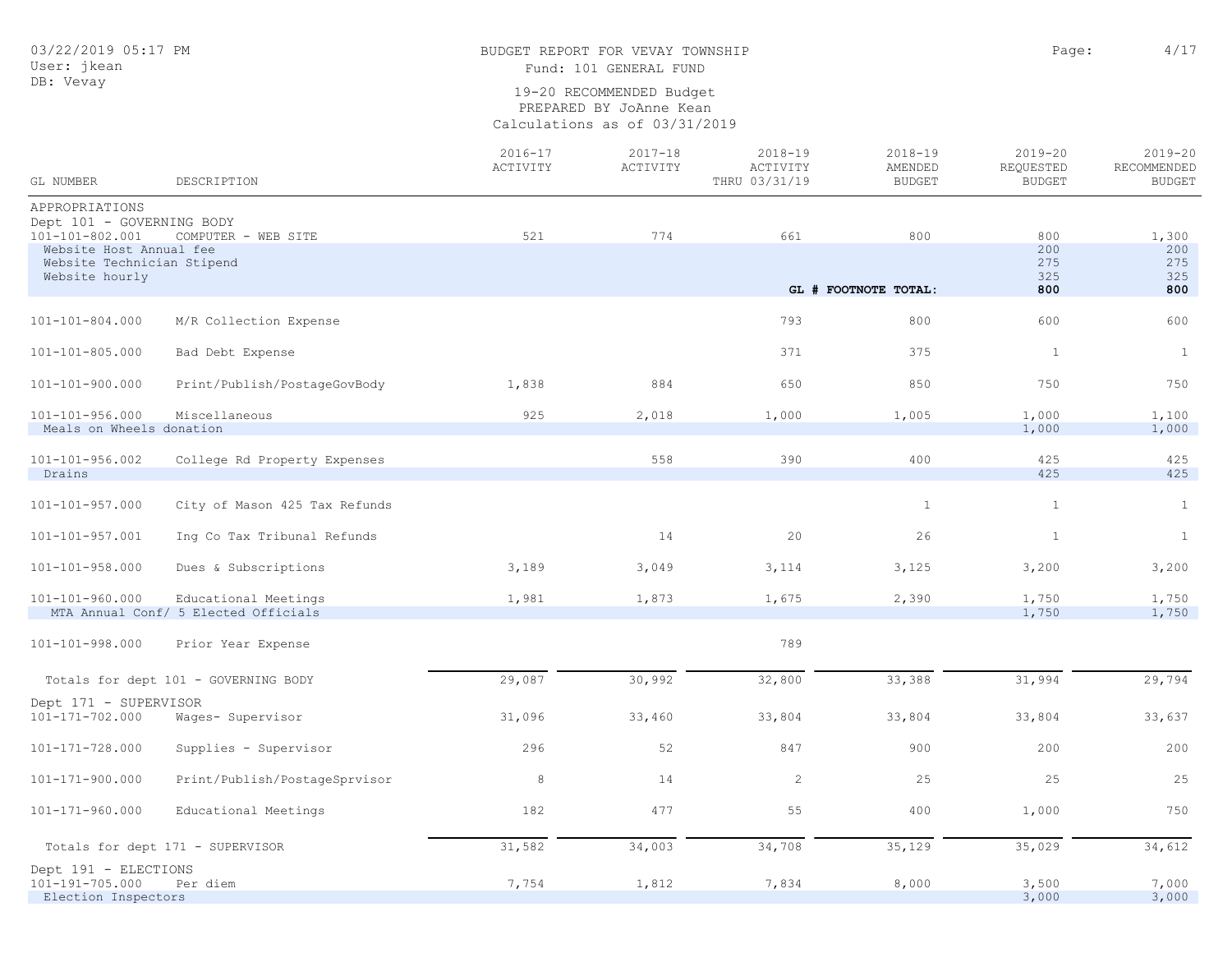BUDGET REPORT FOR VEVAY TOWNSHIP
Fund: 101 GENERAL FUND

19-20 RECOMMENDED Budget
PREPARED BY JoAnne Kean
Calculations as of 03/31/2019

03/22/2019 05:17 PM
User: jkean
DB: Vevay

| GL NUMBER | DESCRIPTION | 2016-17 ACTIVITY | 2017-18 ACTIVITY | 2018-19 ACTIVITY THRU 03/31/19 | 2018-19 AMENDED BUDGET | 2019-20 REQUESTED BUDGET | 2019-20 RECOMMENDED BUDGET |
|---|---|---|---|---|---|---|---|
| APPROPRIATIONS | | | | | | | |
| Dept 101 - GOVERNING BODY | | | | | | | |
| 101-101-802.001 | COMPUTER - WEB SITE | 521 | 774 | 661 | 800 | 800 | 1,300 |
| Website Host Annual fee | | | | | | 200 | 200 |
| Website Technician Stipend | | | | | | 275 | 275 |
| Website hourly | | | | | | 325 | 325 |
| | | | | | **GL # FOOTNOTE TOTAL:** | **800** | **800** |
| 101-101-804.000 | M/R Collection Expense | | | 793 | 800 | 600 | 600 |
| 101-101-805.000 | Bad Debt Expense | | | 371 | 375 | 1 | 1 |
| 101-101-900.000 | Print/Publish/PostageGovBody | 1,838 | 884 | 650 | 850 | 750 | 750 |
| 101-101-956.000 | Miscellaneous | 925 | 2,018 | 1,000 | 1,005 | 1,000 | 1,100 |
| Meals on Wheels donation | | | | | | 1,000 | 1,000 |
| 101-101-956.002 | College Rd Property Expenses | | 558 | 390 | 400 | 425 | 425 |
| Drains | | | | | | 425 | 425 |
| 101-101-957.000 | City of Mason 425 Tax Refunds | | | | 1 | 1 | 1 |
| 101-101-957.001 | Ing Co Tax Tribunal Refunds | | 14 | 20 | 26 | 1 | 1 |
| 101-101-958.000 | Dues & Subscriptions | 3,189 | 3,049 | 3,114 | 3,125 | 3,200 | 3,200 |
| 101-101-960.000 | Educational Meetings | 1,981 | 1,873 | 1,675 | 2,390 | 1,750 | 1,750 |
| MTA Annual Conf/ 5 Elected Officials | | | | | | 1,750 | 1,750 |
| 101-101-998.000 | Prior Year Expense | | | 789 | | | |
| Totals for dept 101 - GOVERNING BODY | | 29,087 | 30,992 | 32,800 | 33,388 | 31,994 | 29,794 |
| Dept 171 - SUPERVISOR | | | | | | | |
| 101-171-702.000 | Wages- Supervisor | 31,096 | 33,460 | 33,804 | 33,804 | 33,804 | 33,637 |
| 101-171-728.000 | Supplies - Supervisor | 296 | 52 | 847 | 900 | 200 | 200 |
| 101-171-900.000 | Print/Publish/PostageSprvisor | 8 | 14 | 2 | 25 | 25 | 25 |
| 101-171-960.000 | Educational Meetings | 182 | 477 | 55 | 400 | 1,000 | 750 |
| Totals for dept 171 - SUPERVISOR | | 31,582 | 34,003 | 34,708 | 35,129 | 35,029 | 34,612 |
| Dept 191 - ELECTIONS | | | | | | | |
| 101-191-705.000 | Per diem | 7,754 | 1,812 | 7,834 | 8,000 | 3,500 | 7,000 |
| Election Inspectors | | | | | | 3,000 | 3,000 |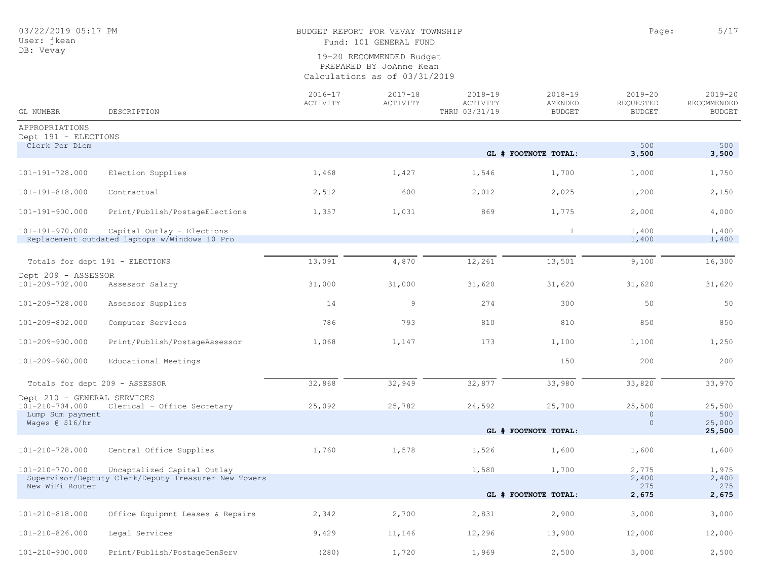BUDGET REPORT FOR VEVAY TOWNSHIP
Fund: 101 GENERAL FUND

19-20 RECOMMENDED Budget
PREPARED BY JoAnne Kean
Calculations as of 03/31/2019

03/22/2019 05:17 PM
User: jkean
DB: Vevay

| GL NUMBER | DESCRIPTION | 2016-17 ACTIVITY | 2017-18 ACTIVITY | 2018-19 ACTIVITY THRU 03/31/19 | 2018-19 AMENDED BUDGET | 2019-20 REQUESTED BUDGET | 2019-20 RECOMMENDED BUDGET |
|---|---|---|---|---|---|---|---|
| APPROPRIATIONS | | | | | | | |
| Dept 191 - ELECTIONS | | | | | | | |
| Clerk Per Diem | | | | | | 500 | 500 |
| | | | | | **GL # FOOTNOTE TOTAL:** | **3,500** | **3,500** |
| 101-191-728.000 | Election Supplies | 1,468 | 1,427 | 1,546 | 1,700 | 1,000 | 1,750 |
| 101-191-818.000 | Contractual | 2,512 | 600 | 2,012 | 2,025 | 1,200 | 2,150 |
| 101-191-900.000 | Print/Publish/PostageElections | 1,357 | 1,031 | 869 | 1,775 | 2,000 | 4,000 |
| 101-191-970.000 | Capital Outlay - Elections | | | | 1 | 1,400 | 1,400 |
| Replacement outdated laptops w/Windows 10 Pro | | | | | | 1,400 | 1,400 |
| Totals for dept 191 - ELECTIONS | | 13,091 | 4,870 | 12,261 | 13,501 | 9,100 | 16,300 |
| Dept 209 - ASSESSOR | | | | | | | |
| 101-209-702.000 | Assessor Salary | 31,000 | 31,000 | 31,620 | 31,620 | 31,620 | 31,620 |
| 101-209-728.000 | Assessor Supplies | 14 | 9 | 274 | 300 | 50 | 50 |
| 101-209-802.000 | Computer Services | 786 | 793 | 810 | 810 | 850 | 850 |
| 101-209-900.000 | Print/Publish/PostageAssessor | 1,068 | 1,147 | 173 | 1,100 | 1,100 | 1,250 |
| 101-209-960.000 | Educational Meetings | | | | 150 | 200 | 200 |
| Totals for dept 209 - ASSESSOR | | 32,868 | 32,949 | 32,877 | 33,980 | 33,820 | 33,970 |
| Dept 210 - GENERAL SERVICES | | | | | | | |
| 101-210-704.000 | Clerical - Office Secretary | 25,092 | 25,782 | 24,592 | 25,700 | 25,500 | 25,500 |
| Lump Sum payment | | | | | | 0 | 500 |
| Wages @ $16/hr | | | | | | 0 | 25,000 |
| | | | | | **GL # FOOTNOTE TOTAL:** | | **25,500** |
| 101-210-728.000 | Central Office Supplies | 1,760 | 1,578 | 1,526 | 1,600 | 1,600 | 1,600 |
| 101-210-770.000 | Uncaptalized Capital Outlay | | | 1,580 | 1,700 | 2,775 | 1,975 |
| Supervisor/Deptuty Clerk/Deputy Treasurer New Towers | | | | | | 2,400 | 2,400 |
| New WiFi Router | | | | | | 275 | 275 |
| | | | | | **GL # FOOTNOTE TOTAL:** | **2,675** | **2,675** |
| 101-210-818.000 | Office Equipmnt Leases & Repairs | 2,342 | 2,700 | 2,831 | 2,900 | 3,000 | 3,000 |
| 101-210-826.000 | Legal Services | 9,429 | 11,146 | 12,296 | 13,900 | 12,000 | 12,000 |
| 101-210-900.000 | Print/Publish/PostageGenServ | (280) | 1,720 | 1,969 | 2,500 | 3,000 | 2,500 |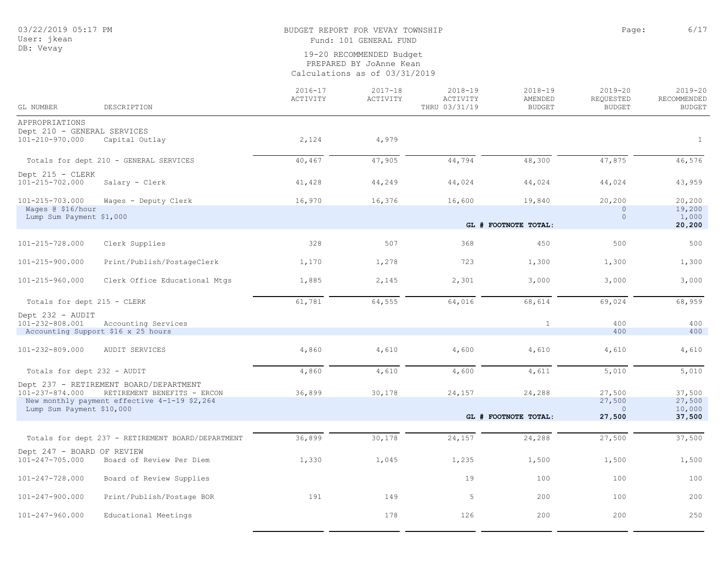BUDGET REPORT FOR VEVAY TOWNSHIP
Fund: 101 GENERAL FUND

19-20 RECOMMENDED Budget
PREPARED BY JoAnne Kean
Calculations as of 03/31/2019

| GL NUMBER | DESCRIPTION | 2016-17 ACTIVITY | 2017-18 ACTIVITY | 2018-19 ACTIVITY THRU 03/31/19 | 2018-19 AMENDED BUDGET | 2019-20 REQUESTED BUDGET | 2019-20 RECOMMENDED BUDGET |
|---|---|---|---|---|---|---|---|
| APPROPRIATIONS | | | | | | | |
| Dept 210 - GENERAL SERVICES | | | | | | | |
| 101-210-970.000 | Capital Outlay | 2,124 | 4,979 | | | | 1 |
| Totals for dept 210 - GENERAL SERVICES | | 40,467 | 47,905 | 44,794 | 48,300 | 47,875 | 46,576 |
| Dept 215 - CLERK | | | | | | | |
| 101-215-702.000 | Salary - Clerk | 41,428 | 44,249 | 44,024 | 44,024 | 44,024 | 43,959 |
| 101-215-703.000 | Wages - Deputy Clerk | 16,970 | 16,376 | 16,600 | 19,840 | 20,200 | 20,200 |
| Wages @ $16/hour | | | | | | 0 | 19,200 |
| Lump Sum Payment $1,000 | | | | | | 0 | 1,000 |
| | | | | | **GL # FOOTNOTE TOTAL:** | | **20,200** |
| 101-215-728.000 | Clerk Supplies | 328 | 507 | 368 | 450 | 500 | 500 |
| 101-215-900.000 | Print/Publish/PostageClerk | 1,170 | 1,278 | 723 | 1,300 | 1,300 | 1,300 |
| 101-215-960.000 | Clerk Office Educational Mtgs | 1,885 | 2,145 | 2,301 | 3,000 | 3,000 | 3,000 |
| Totals for dept 215 - CLERK | | 61,781 | 64,555 | 64,016 | 68,614 | 69,024 | 68,959 |
| Dept 232 - AUDIT | | | | | | | |
| 101-232-808.001 | Accounting Services | | | | 1 | 400 | 400 |
| Accounting Support $16 x 25 hours | | | | | | 400 | 400 |
| 101-232-809.000 | AUDIT SERVICES | 4,860 | 4,610 | 4,600 | 4,610 | 4,610 | 4,610 |
| Totals for dept 232 - AUDIT | | 4,860 | 4,610 | 4,600 | 4,611 | 5,010 | 5,010 |
| Dept 237 - RETIREMENT BOARD/DEPARTMENT | | | | | | | |
| 101-237-874.000 | RETIREMENT BENEFITS - ERCON | 36,899 | 30,178 | 24,157 | 24,288 | 27,500 | 37,500 |
| New monthly payment effective 4-1-19 $2,264 | | | | | | 27,500 | 27,500 |
| Lump Sum Payment $10,000 | | | | | | 0 | 10,000 |
| | | | | | **GL # FOOTNOTE TOTAL:** | **27,500** | **37,500** |
| Totals for dept 237 - RETIREMENT BOARD/DEPARTMENT | | 36,899 | 30,178 | 24,157 | 24,288 | 27,500 | 37,500 |
| Dept 247 - BOARD OF REVIEW | | | | | | | |
| 101-247-705.000 | Board of Review Per Diem | 1,330 | 1,045 | 1,235 | 1,500 | 1,500 | 1,500 |
| 101-247-728.000 | Board of Review Supplies | | | 19 | 100 | 100 | 100 |
| 101-247-900.000 | Print/Publish/Postage BOR | 191 | 149 | 5 | 200 | 100 | 200 |
| 101-247-960.000 | Educational Meetings | | 178 | 126 | 200 | 200 | 250 |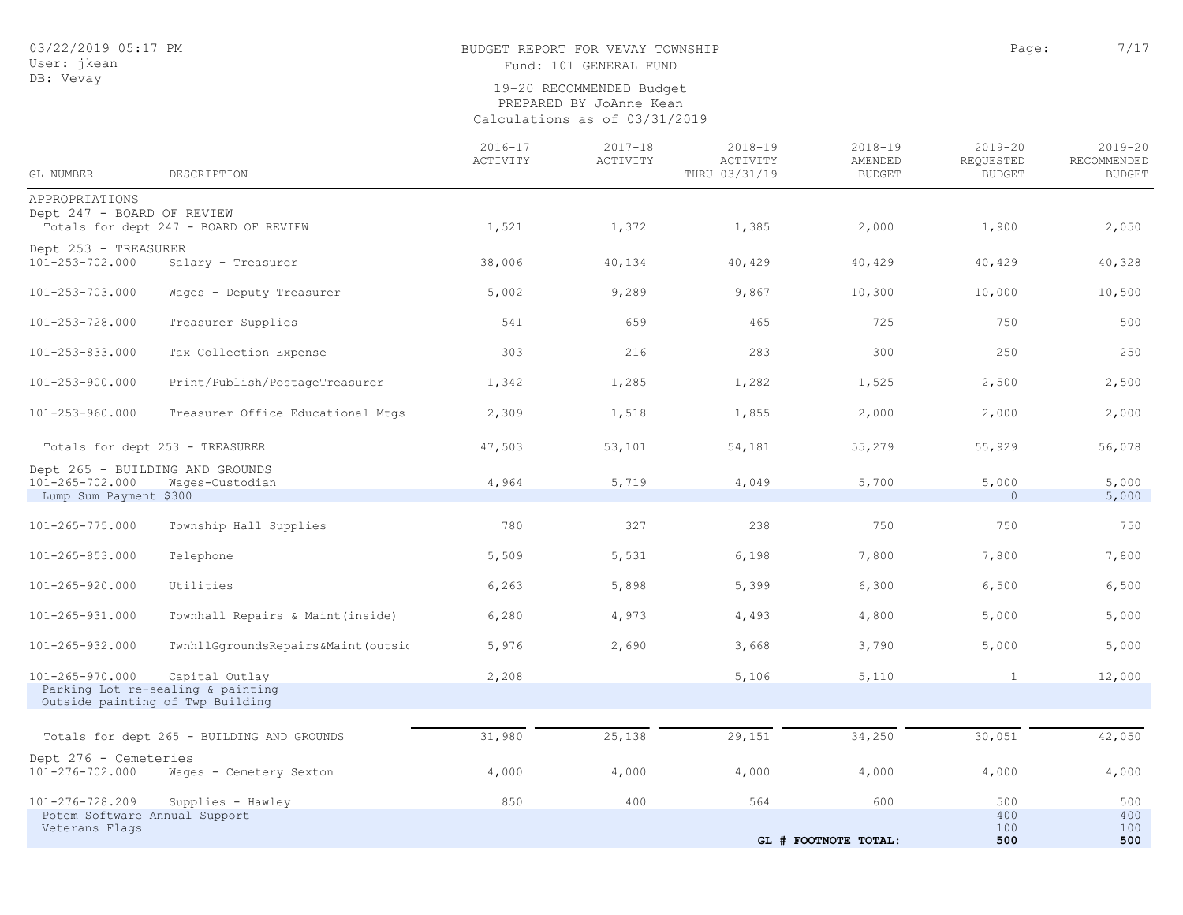BUDGET REPORT FOR VEVAY TOWNSHIP
Fund: 101 GENERAL FUND

19-20 RECOMMENDED Budget
PREPARED BY JoAnne Kean
Calculations as of 03/31/2019

03/22/2019 05:17 PM
User: jkean
DB: Vevay

| GL NUMBER | DESCRIPTION | 2016-17 ACTIVITY | 2017-18 ACTIVITY | 2018-19 ACTIVITY THRU 03/31/19 | 2018-19 AMENDED BUDGET | 2019-20 REQUESTED BUDGET | 2019-20 RECOMMENDED BUDGET |
|---|---|---|---|---|---|---|---|
| APPROPRIATIONS | | | | | | | |
| Dept 247 - BOARD OF REVIEW | | | | | | | |
| Totals for dept 247 - BOARD OF REVIEW | | 1,521 | 1,372 | 1,385 | 2,000 | 1,900 | 2,050 |
| Dept 253 - TREASURER | | | | | | | |
| 101-253-702.000 | Salary - Treasurer | 38,006 | 40,134 | 40,429 | 40,429 | 40,429 | 40,328 |
| 101-253-703.000 | Wages - Deputy Treasurer | 5,002 | 9,289 | 9,867 | 10,300 | 10,000 | 10,500 |
| 101-253-728.000 | Treasurer Supplies | 541 | 659 | 465 | 725 | 750 | 500 |
| 101-253-833.000 | Tax Collection Expense | 303 | 216 | 283 | 300 | 250 | 250 |
| 101-253-900.000 | Print/Publish/PostageTreasurer | 1,342 | 1,285 | 1,282 | 1,525 | 2,500 | 2,500 |
| 101-253-960.000 | Treasurer Office Educational Mtgs | 2,309 | 1,518 | 1,855 | 2,000 | 2,000 | 2,000 |
| Totals for dept 253 - TREASURER | | 47,503 | 53,101 | 54,181 | 55,279 | 55,929 | 56,078 |
| Dept 265 - BUILDING AND GROUNDS | | | | | | | |
| 101-265-702.000 | Wages-Custodian | 4,964 | 5,719 | 4,049 | 5,700 | 5,000 | 5,000 |
| Lump Sum Payment $300 | | | | | | 0 | 5,000 |
| 101-265-775.000 | Township Hall Supplies | 780 | 327 | 238 | 750 | 750 | 750 |
| 101-265-853.000 | Telephone | 5,509 | 5,531 | 6,198 | 7,800 | 7,800 | 7,800 |
| 101-265-920.000 | Utilities | 6,263 | 5,898 | 5,399 | 6,300 | 6,500 | 6,500 |
| 101-265-931.000 | Townhall Repairs & Maint(inside) | 6,280 | 4,973 | 4,493 | 4,800 | 5,000 | 5,000 |
| 101-265-932.000 | TwnhllGgroundsRepairs&Maint(outsic | 5,976 | 2,690 | 3,668 | 3,790 | 5,000 | 5,000 |
| 101-265-970.000 | Capital Outlay | 2,208 | | 5,106 | 5,110 | 1 | 12,000 |
| Parking Lot re-sealing & painting | | | | | | | |
| Outside painting of Twp Building | | | | | | | |
| Totals for dept 265 - BUILDING AND GROUNDS | | 31,980 | 25,138 | 29,151 | 34,250 | 30,051 | 42,050 |
| Dept 276 - Cemeteries | | | | | | | |
| 101-276-702.000 | Wages - Cemetery Sexton | 4,000 | 4,000 | 4,000 | 4,000 | 4,000 | 4,000 |
| 101-276-728.209 | Supplies - Hawley | 850 | 400 | 564 | 600 | 500 | 500 |
| Potem Software Annual Support | | | | | | 400 | 400 |
| Veterans Flags | | | | | | 100 | 100 |
| | | | | | **GL # FOOTNOTE TOTAL:** | **500** | **500** |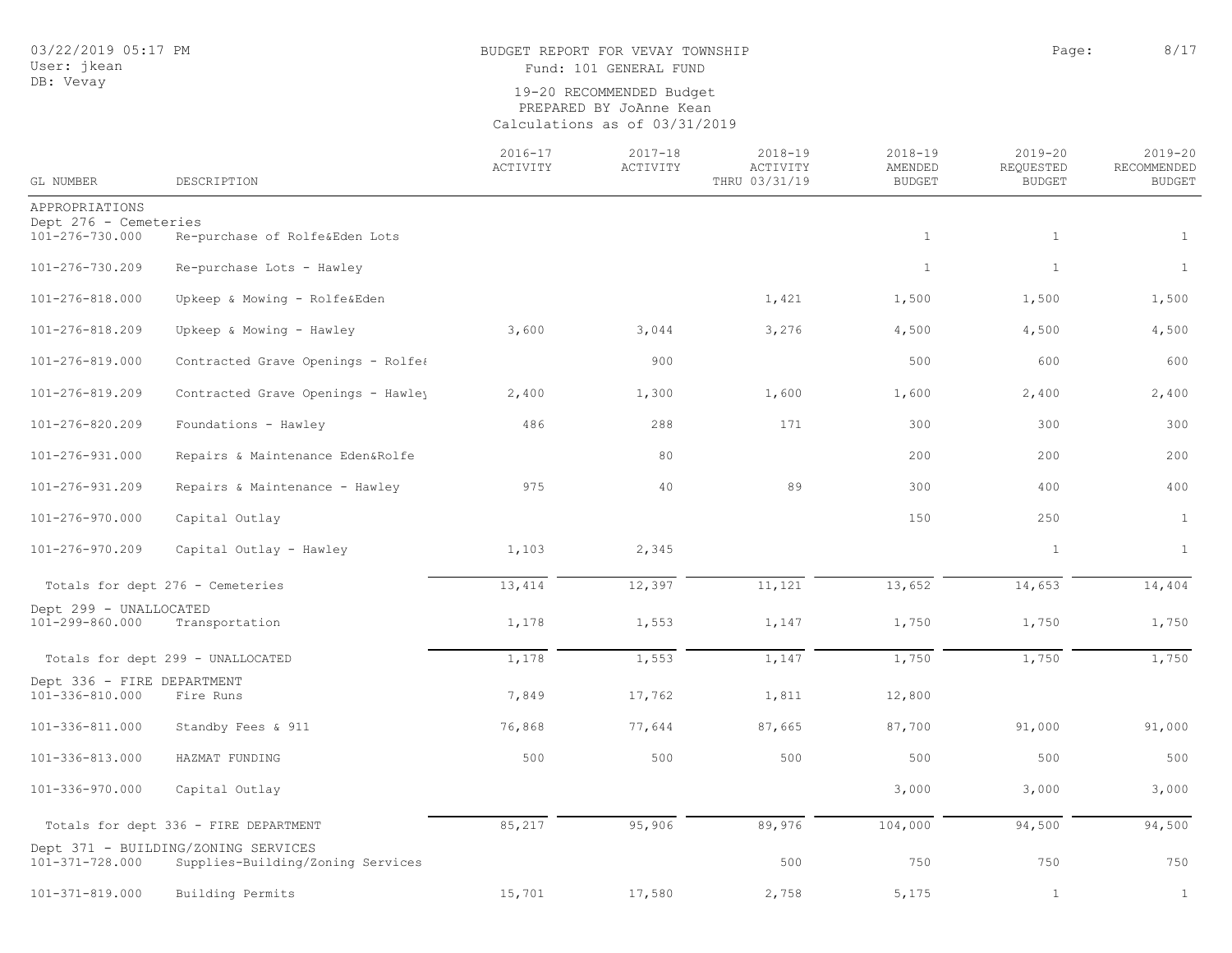BUDGET REPORT FOR VEVAY TOWNSHIP
Fund: 101 GENERAL FUND

19-20 RECOMMENDED Budget
PREPARED BY JoAnne Kean
Calculations as of 03/31/2019

| GL NUMBER | DESCRIPTION | 2016-17 ACTIVITY | 2017-18 ACTIVITY | 2018-19 ACTIVITY THRU 03/31/19 | 2018-19 AMENDED BUDGET | 2019-20 REQUESTED BUDGET | 2019-20 RECOMMENDED BUDGET |
|---|---|---|---|---|---|---|---|
| APPROPRIATIONS | | | | | | | |
| Dept 276 - Cemeteries | | | | | | | |
| 101-276-730.000 | Re-purchase of Rolfe&Eden Lots | | | | 1 | 1 | 1 |
| 101-276-730.209 | Re-purchase Lots - Hawley | | | | 1 | 1 | 1 |
| 101-276-818.000 | Upkeep & Mowing - Rolfe&Eden | | | 1,421 | 1,500 | 1,500 | 1,500 |
| 101-276-818.209 | Upkeep & Mowing - Hawley | 3,600 | 3,044 | 3,276 | 4,500 | 4,500 | 4,500 |
| 101-276-819.000 | Contracted Grave Openings - Rolfe& | | 900 | | 500 | 600 | 600 |
| 101-276-819.209 | Contracted Grave Openings - Hawley | 2,400 | 1,300 | 1,600 | 1,600 | 2,400 | 2,400 |
| 101-276-820.209 | Foundations - Hawley | 486 | 288 | 171 | 300 | 300 | 300 |
| 101-276-931.000 | Repairs & Maintenance Eden&Rolfe | | 80 | | 200 | 200 | 200 |
| 101-276-931.209 | Repairs & Maintenance - Hawley | 975 | 40 | 89 | 300 | 400 | 400 |
| 101-276-970.000 | Capital Outlay | | | | 150 | 250 | 1 |
| 101-276-970.209 | Capital Outlay - Hawley | 1,103 | 2,345 | | | 1 | 1 |
| | Totals for dept 276 - Cemeteries | 13,414 | 12,397 | 11,121 | 13,652 | 14,653 | 14,404 |
| Dept 299 - UNALLOCATED | | | | | | | |
| 101-299-860.000 | Transportation | 1,178 | 1,553 | 1,147 | 1,750 | 1,750 | 1,750 |
| | Totals for dept 299 - UNALLOCATED | 1,178 | 1,553 | 1,147 | 1,750 | 1,750 | 1,750 |
| Dept 336 - FIRE DEPARTMENT | | | | | | | |
| 101-336-810.000 | Fire Runs | 7,849 | 17,762 | 1,811 | 12,800 | | |
| 101-336-811.000 | Standby Fees & 911 | 76,868 | 77,644 | 87,665 | 87,700 | 91,000 | 91,000 |
| 101-336-813.000 | HAZMAT FUNDING | 500 | 500 | 500 | 500 | 500 | 500 |
| 101-336-970.000 | Capital Outlay | | | | 3,000 | 3,000 | 3,000 |
| | Totals for dept 336 - FIRE DEPARTMENT | 85,217 | 95,906 | 89,976 | 104,000 | 94,500 | 94,500 |
| Dept 371 - BUILDING/ZONING SERVICES | | | | | | | |
| 101-371-728.000 | Supplies-Building/Zoning Services | | | 500 | 750 | 750 | 750 |
| 101-371-819.000 | Building Permits | 15,701 | 17,580 | 2,758 | 5,175 | 1 | 1 |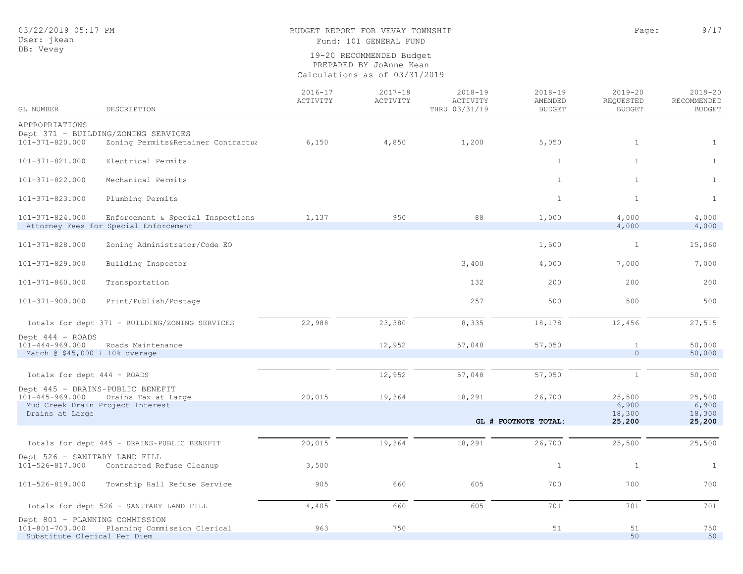BUDGET REPORT FOR VEVAY TOWNSHIP
Fund: 101 GENERAL FUND

19-20 RECOMMENDED Budget
PREPARED BY JoAnne Kean
Calculations as of 03/31/2019

| GL NUMBER | DESCRIPTION | 2016-17 ACTIVITY | 2017-18 ACTIVITY | 2018-19 ACTIVITY THRU 03/31/19 | 2018-19 AMENDED BUDGET | 2019-20 REQUESTED BUDGET | 2019-20 RECOMMENDED BUDGET |
|---|---|---|---|---|---|---|---|
| APPROPRIATIONS | | | | | | | |
| Dept 371 - BUILDING/ZONING SERVICES | | | | | | | |
| 101-371-820.000 | Zoning Permits&Retainer Contractua | 6,150 | 4,850 | 1,200 | 5,050 | 1 | 1 |
| 101-371-821.000 | Electrical Permits | | | | 1 | 1 | 1 |
| 101-371-822.000 | Mechanical Permits | | | | 1 | 1 | 1 |
| 101-371-823.000 | Plumbing Permits | | | | 1 | 1 | 1 |
| 101-371-824.000 | Enforcement & Special Inspections | 1,137 | 950 | 88 | 1,000 | 4,000 | 4,000 |
| Attorney Fees for Special Enforcement | | | | | | 4,000 | 4,000 |
| 101-371-828.000 | Zoning Administrator/Code EO | | | | 1,500 | 1 | 15,060 |
| 101-371-829.000 | Building Inspector | | | 3,400 | 4,000 | 7,000 | 7,000 |
| 101-371-860.000 | Transportation | | | 132 | 200 | 200 | 200 |
| 101-371-900.000 | Print/Publish/Postage | | | 257 | 500 | 500 | 500 |
| Totals for dept 371 - BUILDING/ZONING SERVICES | | 22,988 | 23,380 | 8,335 | 18,178 | 12,456 | 27,515 |
| Dept 444 - ROADS | | | | | | | |
| 101-444-969.000 | Roads Maintenance | | 12,952 | 57,048 | 57,050 | 1 | 50,000 |
| Match @ $45,000 + 10% overage | | | | | | 0 | 50,000 |
| Totals for dept 444 - ROADS | | | 12,952 | 57,048 | 57,050 | 1 | 50,000 |
| Dept 445 - DRAINS-PUBLIC BENEFIT | | | | | | | |
| 101-445-969.000 | Drains Tax at Large | 20,015 | 19,364 | 18,291 | 26,700 | 25,500 | 25,500 |
| Mud Creek Drain Project Interest | | | | | | 6,900 | 6,900 |
| Drains at Large | | | | | | 18,300 | 18,300 |
| | | | | | **GL # FOOTNOTE TOTAL:** | **25,200** | **25,200** |
| Totals for dept 445 - DRAINS-PUBLIC BENEFIT | | 20,015 | 19,364 | 18,291 | 26,700 | 25,500 | 25,500 |
| Dept 526 - SANITARY LAND FILL | | | | | | | |
| 101-526-817.000 | Contracted Refuse Cleanup | 3,500 | | | 1 | 1 | 1 |
| 101-526-819.000 | Township Hall Refuse Service | 905 | 660 | 605 | 700 | 700 | 700 |
| Totals for dept 526 - SANITARY LAND FILL | | 4,405 | 660 | 605 | 701 | 701 | 701 |
| Dept 801 - PLANNING COMMISSION | | | | | | | |
| 101-801-703.000 | Planning Commission Clerical | 963 | 750 | | 51 | 51 | 750 |
| Substitute Clerical Per Diem | | | | | | 50 | 50 |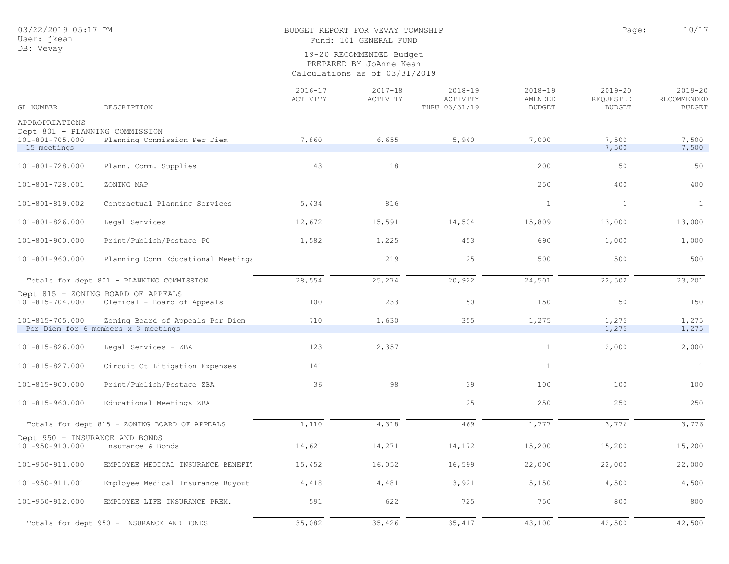BUDGET REPORT FOR VEVAY TOWNSHIP
Fund: 101 GENERAL FUND

19-20 RECOMMENDED Budget
PREPARED BY JoAnne Kean
Calculations as of 03/31/2019

03/22/2019 05:17 PM
User: jkean
DB: Vevay

| GL NUMBER | DESCRIPTION | 2016-17 ACTIVITY | 2017-18 ACTIVITY | 2018-19 ACTIVITY THRU 03/31/19 | 2018-19 AMENDED BUDGET | 2019-20 REQUESTED BUDGET | 2019-20 RECOMMENDED BUDGET |
|---|---|---|---|---|---|---|---|
| APPROPRIATIONS | | | | | | | |
| Dept 801 - PLANNING COMMISSION | | | | | | | |
| 101-801-705.000 | Planning Commission Per Diem | 7,860 | 6,655 | 5,940 | 7,000 | 7,500 | 7,500 |
| 15 meetings | | | | | | 7,500 | 7,500 |
| 101-801-728.000 | Plann. Comm. Supplies | 43 | 18 | | 200 | 50 | 50 |
| 101-801-728.001 | ZONING MAP | | | | 250 | 400 | 400 |
| 101-801-819.002 | Contractual Planning Services | 5,434 | 816 | | 1 | 1 | 1 |
| 101-801-826.000 | Legal Services | 12,672 | 15,591 | 14,504 | 15,809 | 13,000 | 13,000 |
| 101-801-900.000 | Print/Publish/Postage PC | 1,582 | 1,225 | 453 | 690 | 1,000 | 1,000 |
| 101-801-960.000 | Planning Comm Educational Meetings | | 219 | 25 | 500 | 500 | 500 |
| Totals for dept 801 - PLANNING COMMISSION | | 28,554 | 25,274 | 20,922 | 24,501 | 22,502 | 23,201 |
| Dept 815 - ZONING BOARD OF APPEALS | | | | | | | |
| 101-815-704.000 | Clerical - Board of Appeals | 100 | 233 | 50 | 150 | 150 | 150 |
| 101-815-705.000 | Zoning Board of Appeals Per Diem | 710 | 1,630 | 355 | 1,275 | 1,275 | 1,275 |
| Per Diem for 6 members x 3 meetings | | | | | | 1,275 | 1,275 |
| 101-815-826.000 | Legal Services - ZBA | 123 | 2,357 | | 1 | 2,000 | 2,000 |
| 101-815-827.000 | Circuit Ct Litigation Expenses | 141 | | | 1 | 1 | 1 |
| 101-815-900.000 | Print/Publish/Postage ZBA | 36 | 98 | 39 | 100 | 100 | 100 |
| 101-815-960.000 | Educational Meetings ZBA | | | 25 | 250 | 250 | 250 |
| Totals for dept 815 - ZONING BOARD OF APPEALS | | 1,110 | 4,318 | 469 | 1,777 | 3,776 | 3,776 |
| Dept 950 - INSURANCE AND BONDS | | | | | | | |
| 101-950-910.000 | Insurance & Bonds | 14,621 | 14,271 | 14,172 | 15,200 | 15,200 | 15,200 |
| 101-950-911.000 | EMPLOYEE MEDICAL INSURANCE BENEFIT | 15,452 | 16,052 | 16,599 | 22,000 | 22,000 | 22,000 |
| 101-950-911.001 | Employee Medical Insurance Buyout | 4,418 | 4,481 | 3,921 | 5,150 | 4,500 | 4,500 |
| 101-950-912.000 | EMPLOYEE LIFE INSURANCE PREM. | 591 | 622 | 725 | 750 | 800 | 800 |
| Totals for dept 950 - INSURANCE AND BONDS | | 35,082 | 35,426 | 35,417 | 43,100 | 42,500 | 42,500 |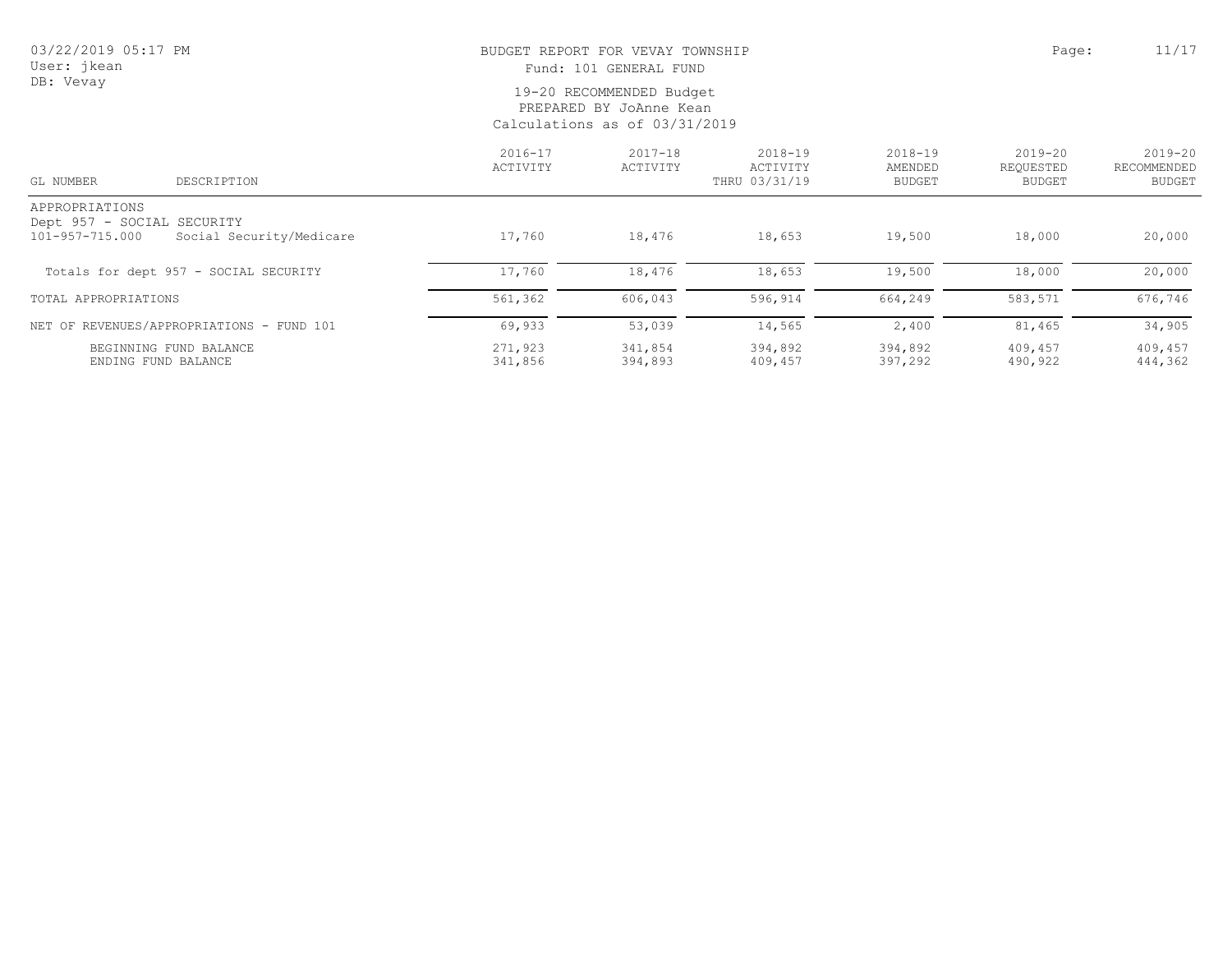BUDGET REPORT FOR VEVAY TOWNSHIP
Fund: 101 GENERAL FUND

19-20 RECOMMENDED Budget
PREPARED BY JoAnne Kean
Calculations as of 03/31/2019

| GL NUMBER | DESCRIPTION | 2016-17 ACTIVITY | 2017-18 ACTIVITY | 2018-19 ACTIVITY THRU 03/31/19 | 2018-19 AMENDED BUDGET | 2019-20 REQUESTED BUDGET | 2019-20 RECOMMENDED BUDGET |
|---|---|---|---|---|---|---|---|
| APPROPRIATIONS | | | | | | | |
| Dept 957 - SOCIAL SECURITY | | | | | | | |
| 101-957-715.000 | Social Security/Medicare | 17,760 | 18,476 | 18,653 | 19,500 | 18,000 | 20,000 |
| Totals for dept 957 - SOCIAL SECURITY | | 17,760 | 18,476 | 18,653 | 19,500 | 18,000 | 20,000 |
| TOTAL APPROPRIATIONS | | 561,362 | 606,043 | 596,914 | 664,249 | 583,571 | 676,746 |
| NET OF REVENUES/APPROPRIATIONS - FUND 101 | | 69,933 | 53,039 | 14,565 | 2,400 | 81,465 | 34,905 |
| BEGINNING FUND BALANCE | | 271,923 | 341,854 | 394,892 | 394,892 | 409,457 | 409,457 |
| ENDING FUND BALANCE | | 341,856 | 394,893 | 409,457 | 397,292 | 490,922 | 444,362 |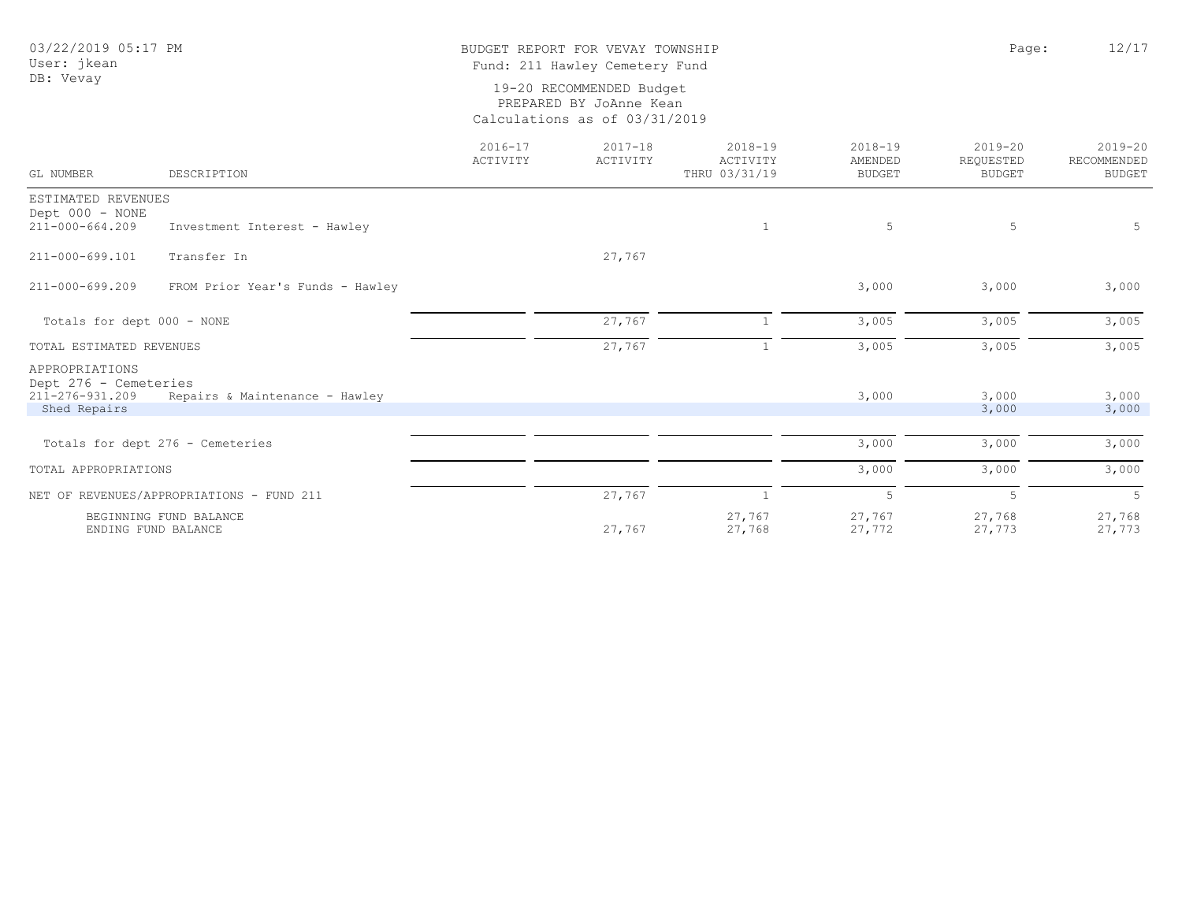BUDGET REPORT FOR VEVAY TOWNSHIP
Fund: 211 Hawley Cemetery Fund

19-20 RECOMMENDED Budget
PREPARED BY JoAnne Kean
Calculations as of 03/31/2019

03/22/2019 05:17 PM
User: jkean
DB: Vevay

| GL NUMBER | DESCRIPTION | 2016-17 ACTIVITY | 2017-18 ACTIVITY | 2018-19 ACTIVITY THRU 03/31/19 | 2018-19 AMENDED BUDGET | 2019-20 REQUESTED BUDGET | 2019-20 RECOMMENDED BUDGET |
|---|---|---|---|---|---|---|---|
| ESTIMATED REVENUES | | | | | | | |
| Dept 000 - NONE | | | | | | | |
| 211-000-664.209 | Investment Interest - Hawley | | | 1 | 5 | 5 | 5 |
| 211-000-699.101 | Transfer In | | 27,767 | | | | |
| 211-000-699.209 | FROM Prior Year's Funds - Hawley | | | | 3,000 | 3,000 | 3,000 |
| Totals for dept 000 - NONE | | | 27,767 | 1 | 3,005 | 3,005 | 3,005 |
| TOTAL ESTIMATED REVENUES | | | 27,767 | 1 | 3,005 | 3,005 | 3,005 |
| APPROPRIATIONS | | | | | | | |
| Dept 276 - Cemeteries | | | | | | | |
| 211-276-931.209 | Repairs & Maintenance - Hawley | | | | 3,000 | 3,000 | 3,000 |
| Shed Repairs | | | | | | 3,000 | 3,000 |
| Totals for dept 276 - Cemeteries | | | | | 3,000 | 3,000 | 3,000 |
| TOTAL APPROPRIATIONS | | | | | 3,000 | 3,000 | 3,000 |
| NET OF REVENUES/APPROPRIATIONS - FUND 211 | | | 27,767 | 1 | 5 | 5 | 5 |
| BEGINNING FUND BALANCE | | | | 27,767 | 27,767 | 27,768 | 27,768 |
| ENDING FUND BALANCE | | | 27,767 | 27,768 | 27,772 | 27,773 | 27,773 |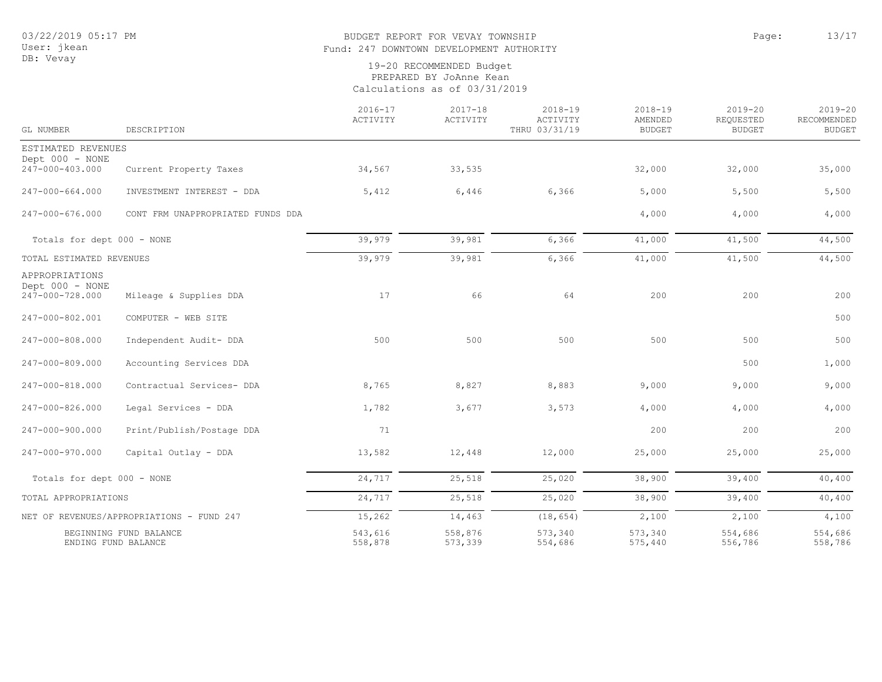03/22/2019 05:17 PM
User: jkean
DB: Vevay

# BUDGET REPORT FOR VEVAY TOWNSHIP

Fund: 247 DOWNTOWN DEVELOPMENT AUTHORITY

19-20 RECOMMENDED Budget
PREPARED BY JoAnne Kean
Calculations as of 03/31/2019

| GL NUMBER | DESCRIPTION | 2016-17 ACTIVITY | 2017-18 ACTIVITY | 2018-19 ACTIVITY THRU 03/31/19 | 2018-19 AMENDED BUDGET | 2019-20 REQUESTED BUDGET | 2019-20 RECOMMENDED BUDGET |
|---|---|---|---|---|---|---|---|
| ESTIMATED REVENUES | | | | | | | |
| Dept 000 - NONE | | | | | | | |
| 247-000-403.000 | Current Property Taxes | 34,567 | 33,535 | | 32,000 | 32,000 | 35,000 |
| 247-000-664.000 | INVESTMENT INTEREST - DDA | 5,412 | 6,446 | 6,366 | 5,000 | 5,500 | 5,500 |
| 247-000-676.000 | CONT FRM UNAPPROPRIATED FUNDS DDA | | | | 4,000 | 4,000 | 4,000 |
| Totals for dept 000 - NONE | | 39,979 | 39,981 | 6,366 | 41,000 | 41,500 | 44,500 |
| TOTAL ESTIMATED REVENUES | | 39,979 | 39,981 | 6,366 | 41,000 | 41,500 | 44,500 |
| APPROPRIATIONS | | | | | | | |
| Dept 000 - NONE | | | | | | | |
| 247-000-728.000 | Mileage & Supplies DDA | 17 | 66 | 64 | 200 | 200 | 200 |
| 247-000-802.001 | COMPUTER - WEB SITE | | | | | | 500 |
| 247-000-808.000 | Independent Audit- DDA | 500 | 500 | 500 | 500 | 500 | 500 |
| 247-000-809.000 | Accounting Services DDA | | | | | 500 | 1,000 |
| 247-000-818.000 | Contractual Services- DDA | 8,765 | 8,827 | 8,883 | 9,000 | 9,000 | 9,000 |
| 247-000-826.000 | Legal Services - DDA | 1,782 | 3,677 | 3,573 | 4,000 | 4,000 | 4,000 |
| 247-000-900.000 | Print/Publish/Postage DDA | 71 | | | 200 | 200 | 200 |
| 247-000-970.000 | Capital Outlay - DDA | 13,582 | 12,448 | 12,000 | 25,000 | 25,000 | 25,000 |
| Totals for dept 000 - NONE | | 24,717 | 25,518 | 25,020 | 38,900 | 39,400 | 40,400 |
| TOTAL APPROPRIATIONS | | 24,717 | 25,518 | 25,020 | 38,900 | 39,400 | 40,400 |
| NET OF REVENUES/APPROPRIATIONS - FUND 247 | | 15,262 | 14,463 | (18,654) | 2,100 | 2,100 | 4,100 |
| BEGINNING FUND BALANCE | | 543,616 | 558,876 | 573,340 | 573,340 | 554,686 | 554,686 |
| ENDING FUND BALANCE | | 558,878 | 573,339 | 554,686 | 575,440 | 556,786 | 558,786 |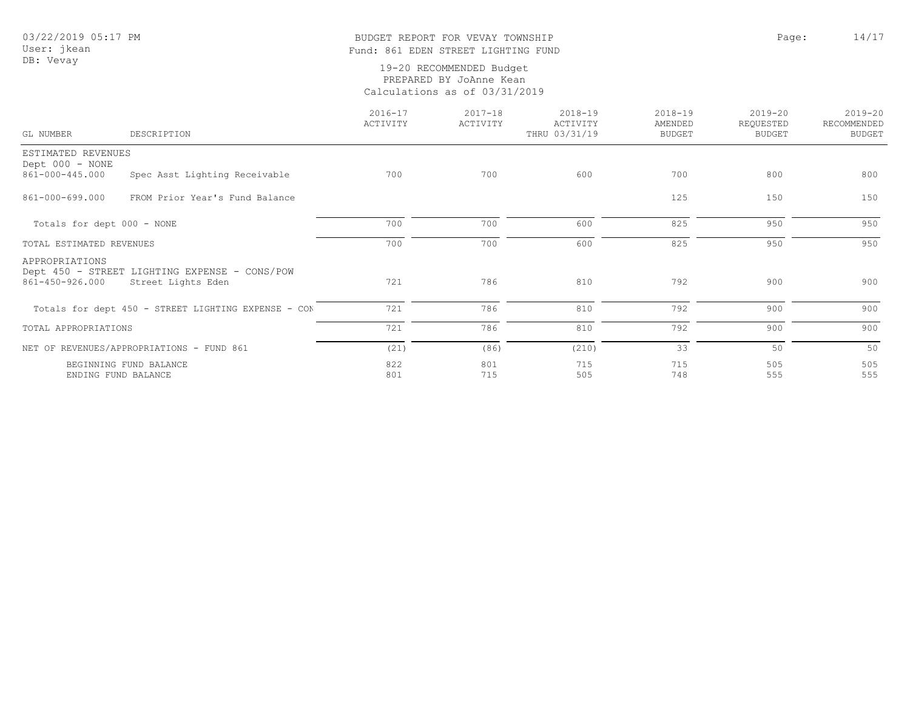03/22/2019 05:17 PM
User: jkean
DB: Vevay

# BUDGET REPORT FOR VEVAY TOWNSHIP
## Fund: 861 EDEN STREET LIGHTING FUND

19-20 RECOMMENDED Budget
PREPARED BY JoAnne Kean
Calculations as of 03/31/2019

| GL NUMBER | DESCRIPTION | 2016-17 ACTIVITY | 2017-18 ACTIVITY | 2018-19 ACTIVITY THRU 03/31/19 | 2018-19 AMENDED BUDGET | 2019-20 REQUESTED BUDGET | 2019-20 RECOMMENDED BUDGET |
|---|---|---|---|---|---|---|---|
| ESTIMATED REVENUES | | | | | | | |
| Dept 000 - NONE | | | | | | | |
| 861-000-445.000 | Spec Asst Lighting Receivable | 700 | 700 | 600 | 700 | 800 | 800 |
| 861-000-699.000 | FROM Prior Year's Fund Balance | | | | 125 | 150 | 150 |
| Totals for dept 000 - NONE | | 700 | 700 | 600 | 825 | 950 | 950 |
| TOTAL ESTIMATED REVENUES | | 700 | 700 | 600 | 825 | 950 | 950 |
| APPROPRIATIONS | | | | | | | |
| Dept 450 - STREET LIGHTING EXPENSE - CONS/POW | | | | | | | |
| 861-450-926.000 | Street Lights Eden | 721 | 786 | 810 | 792 | 900 | 900 |
| Totals for dept 450 - STREET LIGHTING EXPENSE - CON | | 721 | 786 | 810 | 792 | 900 | 900 |
| TOTAL APPROPRIATIONS | | 721 | 786 | 810 | 792 | 900 | 900 |
| NET OF REVENUES/APPROPRIATIONS - FUND 861 | | (21) | (86) | (210) | 33 | 50 | 50 |
| BEGINNING FUND BALANCE | | 822 | 801 | 715 | 715 | 505 | 505 |
| ENDING FUND BALANCE | | 801 | 715 | 505 | 748 | 555 | 555 |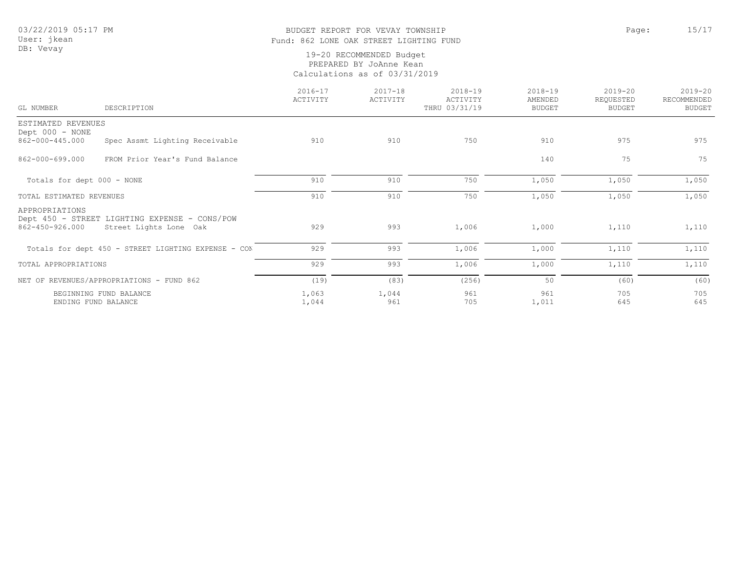BUDGET REPORT FOR VEVAY TOWNSHIP
Fund: 862 LONE OAK STREET LIGHTING FUND

19-20 RECOMMENDED Budget
PREPARED BY JoAnne Kean
Calculations as of 03/31/2019

| GL NUMBER | DESCRIPTION | 2016-17 ACTIVITY | 2017-18 ACTIVITY | 2018-19 ACTIVITY THRU 03/31/19 | 2018-19 AMENDED BUDGET | 2019-20 REQUESTED BUDGET | 2019-20 RECOMMENDED BUDGET |
|---|---|---|---|---|---|---|---|
| ESTIMATED REVENUES | | | | | | | |
| Dept 000 - NONE | | | | | | | |
| 862-000-445.000 | Spec Assmt Lighting Receivable | 910 | 910 | 750 | 910 | 975 | 975 |
| 862-000-699.000 | FROM Prior Year's Fund Balance | | | | 140 | 75 | 75 |
| Totals for dept 000 - NONE | | 910 | 910 | 750 | 1,050 | 1,050 | 1,050 |
| TOTAL ESTIMATED REVENUES | | 910 | 910 | 750 | 1,050 | 1,050 | 1,050 |
| APPROPRIATIONS | | | | | | | |
| Dept 450 - STREET LIGHTING EXPENSE - CONS/POW | | | | | | | |
| 862-450-926.000 | Street Lights Lone Oak | 929 | 993 | 1,006 | 1,000 | 1,110 | 1,110 |
| Totals for dept 450 - STREET LIGHTING EXPENSE - CON | | 929 | 993 | 1,006 | 1,000 | 1,110 | 1,110 |
| TOTAL APPROPRIATIONS | | 929 | 993 | 1,006 | 1,000 | 1,110 | 1,110 |
| NET OF REVENUES/APPROPRIATIONS - FUND 862 | | (19) | (83) | (256) | 50 | (60) | (60) |
| BEGINNING FUND BALANCE | | 1,063 | 1,044 | 961 | 961 | 705 | 705 |
| ENDING FUND BALANCE | | 1,044 | 961 | 705 | 1,011 | 645 | 645 |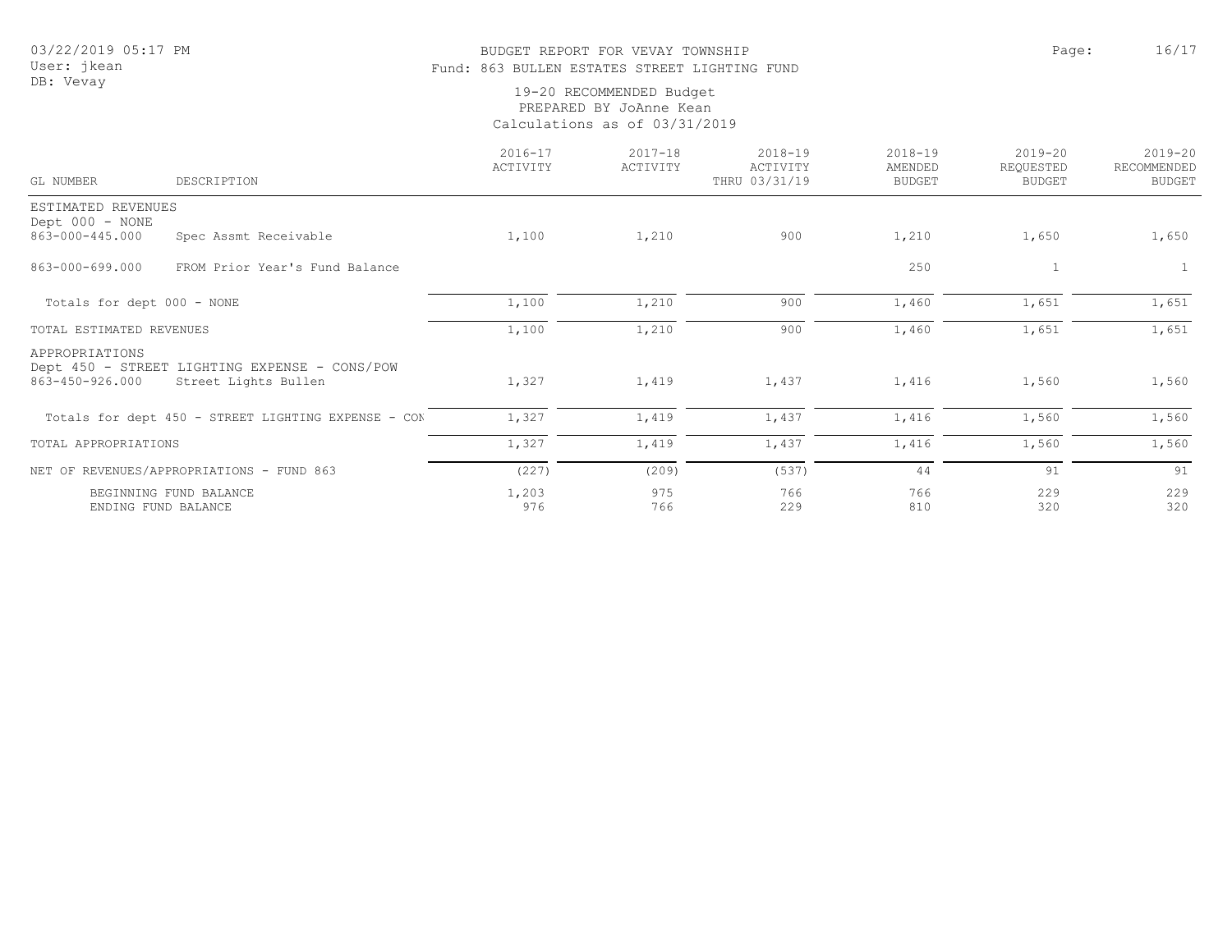# BUDGET REPORT FOR VEVAY TOWNSHIP

Fund: 863 BULLEN ESTATES STREET LIGHTING FUND

19-20 RECOMMENDED Budget
PREPARED BY JoAnne Kean
Calculations as of 03/31/2019

03/22/2019 05:17 PM
User: jkean
DB: Vevay

| GL NUMBER | DESCRIPTION | 2016-17 ACTIVITY | 2017-18 ACTIVITY | 2018-19 ACTIVITY THRU 03/31/19 | 2018-19 AMENDED BUDGET | 2019-20 REQUESTED BUDGET | 2019-20 RECOMMENDED BUDGET |
|---|---|---|---|---|---|---|---|
| ESTIMATED REVENUES | | | | | | | |
| Dept 000 - NONE | | | | | | | |
| 863-000-445.000 | Spec Assmt Receivable | 1,100 | 1,210 | 900 | 1,210 | 1,650 | 1,650 |
| 863-000-699.000 | FROM Prior Year's Fund Balance | | | | 250 | 1 | 1 |
| Totals for dept 000 - NONE | | 1,100 | 1,210 | 900 | 1,460 | 1,651 | 1,651 |
| TOTAL ESTIMATED REVENUES | | 1,100 | 1,210 | 900 | 1,460 | 1,651 | 1,651 |
| APPROPRIATIONS | | | | | | | |
| Dept 450 - STREET LIGHTING EXPENSE - CONS/POW | | | | | | | |
| 863-450-926.000 | Street Lights Bullen | 1,327 | 1,419 | 1,437 | 1,416 | 1,560 | 1,560 |
| Totals for dept 450 - STREET LIGHTING EXPENSE - CON | | 1,327 | 1,419 | 1,437 | 1,416 | 1,560 | 1,560 |
| TOTAL APPROPRIATIONS | | 1,327 | 1,419 | 1,437 | 1,416 | 1,560 | 1,560 |
| NET OF REVENUES/APPROPRIATIONS - FUND 863 | | (227) | (209) | (537) | 44 | 91 | 91 |
| BEGINNING FUND BALANCE | | 1,203 | 975 | 766 | 766 | 229 | 229 |
| ENDING FUND BALANCE | | 976 | 766 | 229 | 810 | 320 | 320 |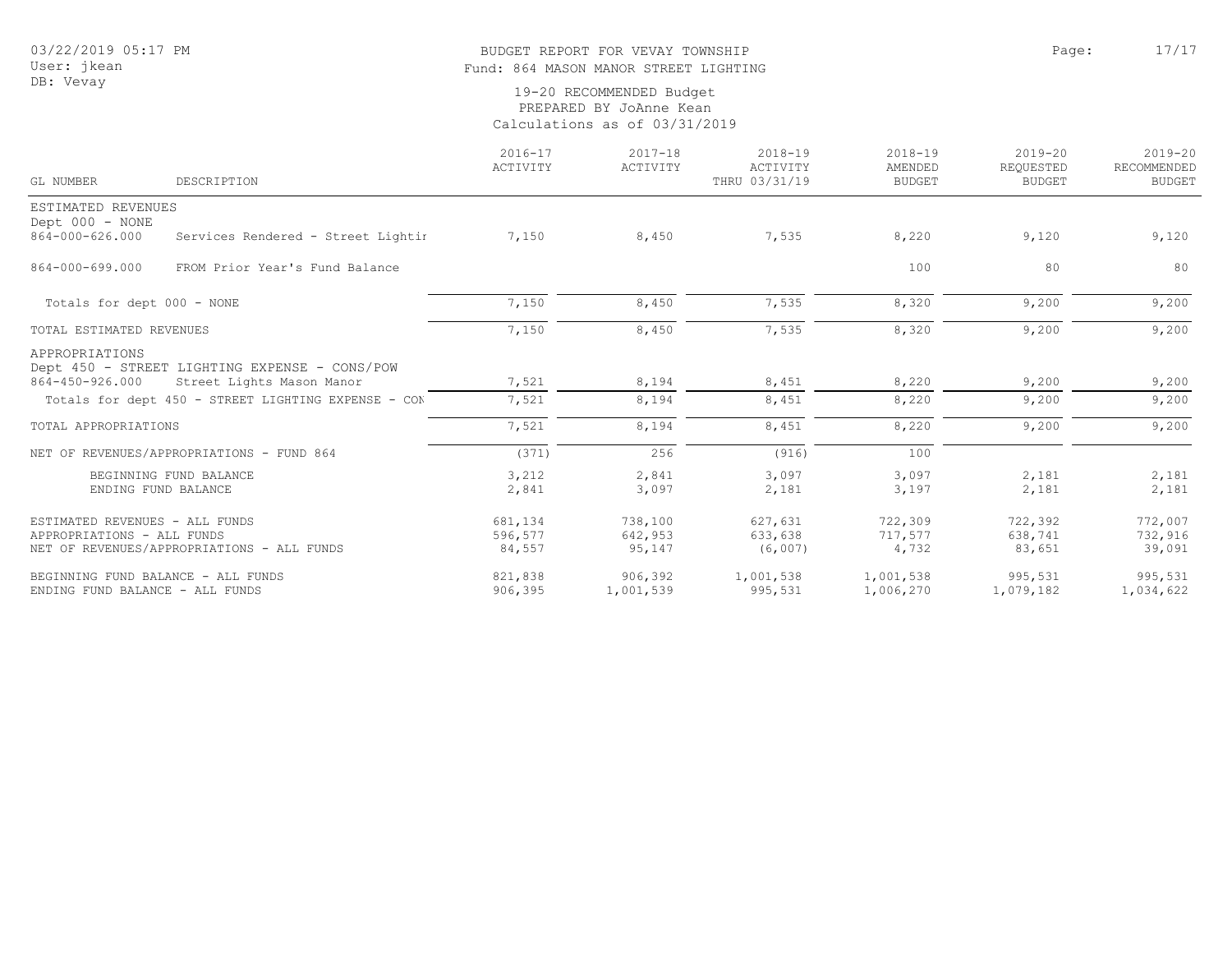# BUDGET REPORT FOR VEVAY TOWNSHIP

Fund: 864 MASON MANOR STREET LIGHTING

19-20 RECOMMENDED Budget
PREPARED BY JoAnne Kean
Calculations as of 03/31/2019

03/22/2019 05:17 PM
User: jkean
DB: Vevay

| GL NUMBER | DESCRIPTION | 2016-17 ACTIVITY | 2017-18 ACTIVITY | 2018-19 ACTIVITY THRU 03/31/19 | 2018-19 AMENDED BUDGET | 2019-20 REQUESTED BUDGET | 2019-20 RECOMMENDED BUDGET |
|---|---|---|---|---|---|---|---|
| ESTIMATED REVENUES | | | | | | | |
| Dept 000 - NONE | | | | | | | |
| 864-000-626.000 | Services Rendered - Street Lightin | 7,150 | 8,450 | 7,535 | 8,220 | 9,120 | 9,120 |
| 864-000-699.000 | FROM Prior Year's Fund Balance | | | | 100 | 80 | 80 |
| Totals for dept 000 - NONE | | 7,150 | 8,450 | 7,535 | 8,320 | 9,200 | 9,200 |
| TOTAL ESTIMATED REVENUES | | 7,150 | 8,450 | 7,535 | 8,320 | 9,200 | 9,200 |
| APPROPRIATIONS | | | | | | | |
| Dept 450 - STREET LIGHTING EXPENSE - CONS/POW | | | | | | | |
| 864-450-926.000 | Street Lights Mason Manor | 7,521 | 8,194 | 8,451 | 8,220 | 9,200 | 9,200 |
| Totals for dept 450 - STREET LIGHTING EXPENSE - CON | | 7,521 | 8,194 | 8,451 | 8,220 | 9,200 | 9,200 |
| TOTAL APPROPRIATIONS | | 7,521 | 8,194 | 8,451 | 8,220 | 9,200 | 9,200 |
| NET OF REVENUES/APPROPRIATIONS - FUND 864 | | (371) | 256 | (916) | 100 | | |
| BEGINNING FUND BALANCE | | 3,212 | 2,841 | 3,097 | 3,097 | 2,181 | 2,181 |
| ENDING FUND BALANCE | | 2,841 | 3,097 | 2,181 | 3,197 | 2,181 | 2,181 |
| ESTIMATED REVENUES - ALL FUNDS | | 681,134 | 738,100 | 627,631 | 722,309 | 722,392 | 772,007 |
| APPROPRIATIONS - ALL FUNDS | | 596,577 | 642,953 | 633,638 | 717,577 | 638,741 | 732,916 |
| NET OF REVENUES/APPROPRIATIONS - ALL FUNDS | | 84,557 | 95,147 | (6,007) | 4,732 | 83,651 | 39,091 |
| BEGINNING FUND BALANCE - ALL FUNDS | | 821,838 | 906,392 | 1,001,538 | 1,001,538 | 995,531 | 995,531 |
| ENDING FUND BALANCE - ALL FUNDS | | 906,395 | 1,001,539 | 995,531 | 1,006,270 | 1,079,182 | 1,034,622 |